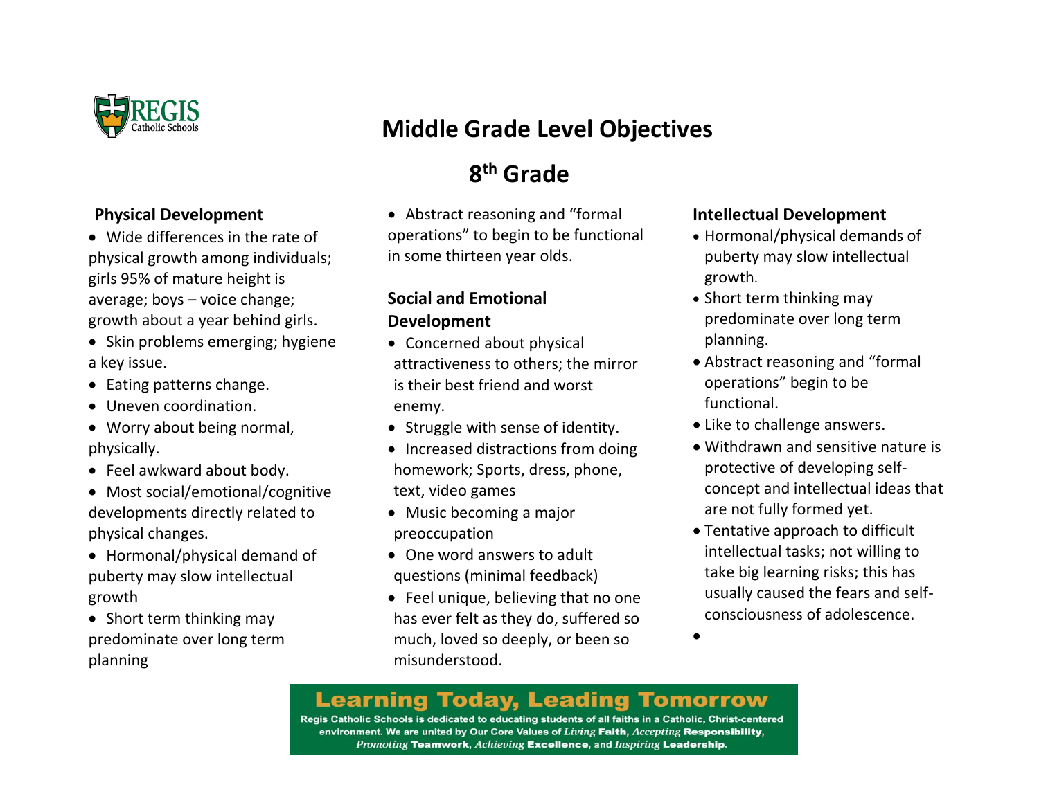REGIS Catholic Schools

# Middle Grade Level Objectives

## 8th Grade

### Physical Development

- Wide differences in the rate of physical growth among individuals; girls 95% of mature height is average; boys – voice change; growth about a year behind girls.
- Skin problems emerging; hygiene a key issue.
- Eating patterns change.
- Uneven coordination.
- Worry about being normal, physically.
- Feel awkward about body.
- Most social/emotional/cognitive developments directly related to physical changes.
- Hormonal/physical demand of puberty may slow intellectual growth
- Short term thinking may predominate over long term planning
- Abstract reasoning and "formal operations" to begin to be functional in some thirteen year olds.

### Social and Emotional Development

- Concerned about physical attractiveness to others; the mirror is their best friend and worst enemy.
- Struggle with sense of identity.
- Increased distractions from doing homework; Sports, dress, phone, text, video games
- Music becoming a major preoccupation
- One word answers to adult questions (minimal feedback)
- Feel unique, believing that no one has ever felt as they do, suffered so much, loved so deeply, or been so misunderstood.

### Intellectual Development

- Hormonal/physical demands of puberty may slow intellectual growth.
- Short term thinking may predominate over long term planning.
- Abstract reasoning and "formal operations" begin to be functional.
- Like to challenge answers.
- Withdrawn and sensitive nature is protective of developing self-concept and intellectual ideas that are not fully formed yet.
- Tentative approach to difficult intellectual tasks; not willing to take big learning risks; this has usually caused the fears and self-consciousness of adolescence.
- 

**Learning Today, Leading Tomorrow**

Regis Catholic Schools is dedicated to educating students of all faiths in a Catholic, Christ-centered environment. We are united by Our Core Values of *Living* **Faith**, *Accepting* **Responsibility**, *Promoting* **Teamwork**, *Achieving* **Excellence**, and *Inspiring* **Leadership**.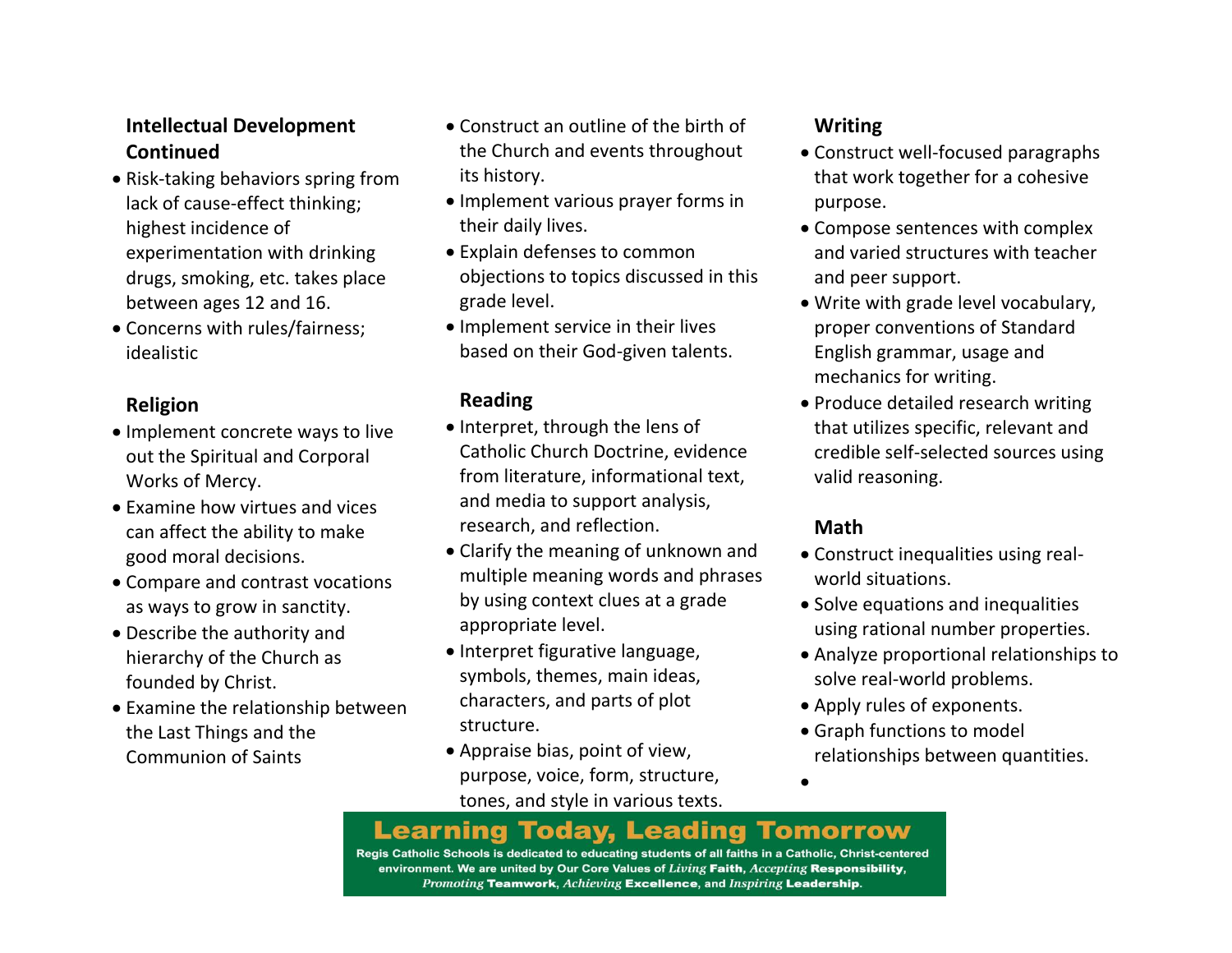**Intellectual Development Continued**

- Risk-taking behaviors spring from lack of cause-effect thinking; highest incidence of experimentation with drinking drugs, smoking, etc. takes place between ages 12 and 16.
- Concerns with rules/fairness; idealistic

**Religion**

- Implement concrete ways to live out the Spiritual and Corporal Works of Mercy.
- Examine how virtues and vices can affect the ability to make good moral decisions.
- Compare and contrast vocations as ways to grow in sanctity.
- Describe the authority and hierarchy of the Church as founded by Christ.
- Examine the relationship between the Last Things and the Communion of Saints
- Construct an outline of the birth of the Church and events throughout its history.
- Implement various prayer forms in their daily lives.
- Explain defenses to common objections to topics discussed in this grade level.
- Implement service in their lives based on their God-given talents.

**Reading**

- Interpret, through the lens of Catholic Church Doctrine, evidence from literature, informational text, and media to support analysis, research, and reflection.
- Clarify the meaning of unknown and multiple meaning words and phrases by using context clues at a grade appropriate level.
- Interpret figurative language, symbols, themes, main ideas, characters, and parts of plot structure.
- Appraise bias, point of view, purpose, voice, form, structure, tones, and style in various texts.

**Writing**

- Construct well-focused paragraphs that work together for a cohesive purpose.
- Compose sentences with complex and varied structures with teacher and peer support.
- Write with grade level vocabulary, proper conventions of Standard English grammar, usage and mechanics for writing.
- Produce detailed research writing that utilizes specific, relevant and credible self-selected sources using valid reasoning.

**Math**

- Construct inequalities using real-world situations.
- Solve equations and inequalities using rational number properties.
- Analyze proportional relationships to solve real-world problems.
- Apply rules of exponents.
- Graph functions to model relationships between quantities.

**Learning Today, Leading Tomorrow**

**Regis Catholic Schools is dedicated to educating students of all faiths in a Catholic, Christ-centered environment. We are united by Our Core Values of *Living* Faith, *Accepting* Responsibility, *Promoting* Teamwork, *Achieving* Excellence, and *Inspiring* Leadership.**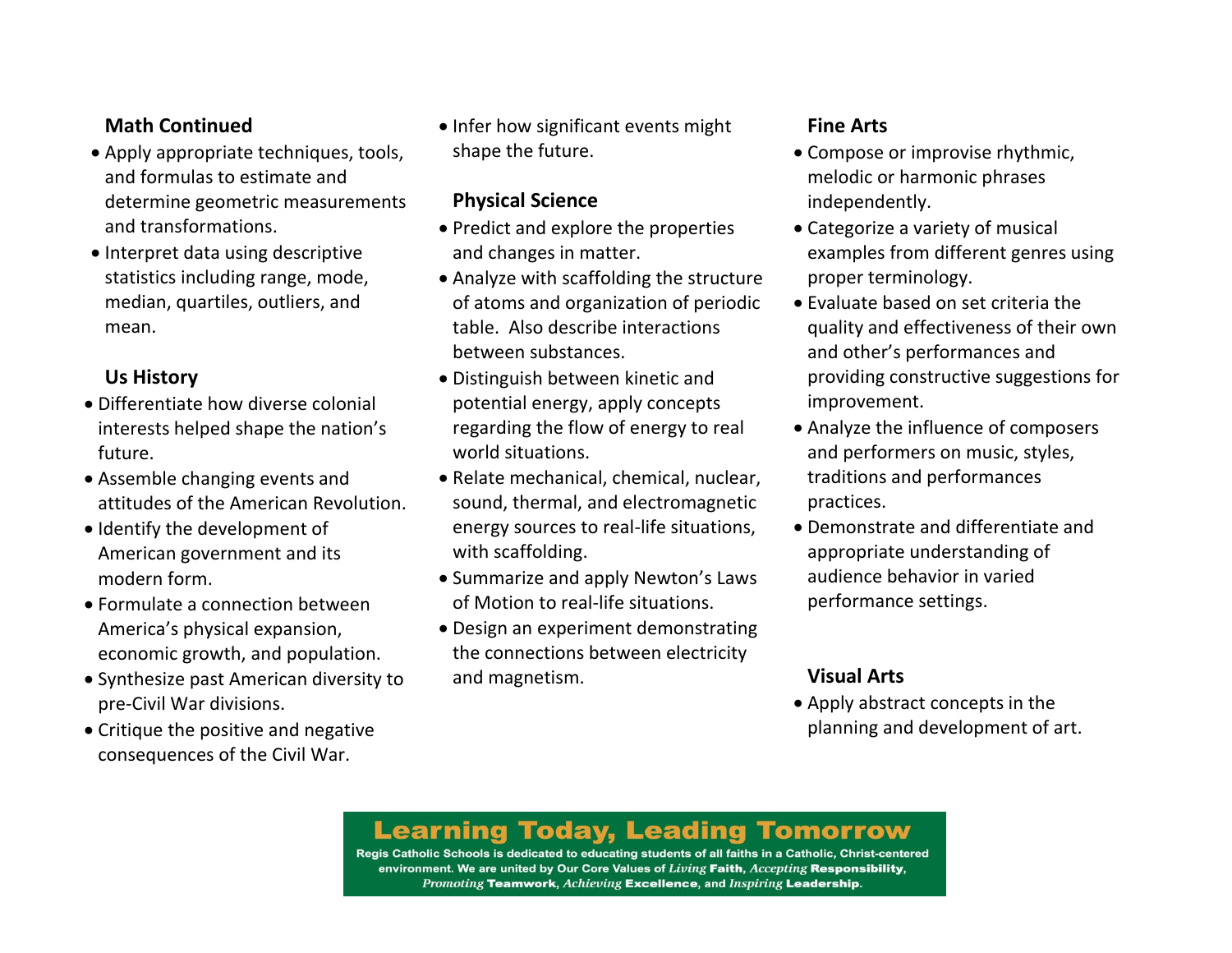**Math Continued**

- Apply appropriate techniques, tools, and formulas to estimate and determine geometric measurements and transformations.
- Interpret data using descriptive statistics including range, mode, median, quartiles, outliers, and mean.

**Us History**

- Differentiate how diverse colonial interests helped shape the nation's future.
- Assemble changing events and attitudes of the American Revolution.
- Identify the development of American government and its modern form.
- Formulate a connection between America's physical expansion, economic growth, and population.
- Synthesize past American diversity to pre-Civil War divisions.
- Critique the positive and negative consequences of the Civil War.
- Infer how significant events might shape the future.

**Physical Science**

- Predict and explore the properties and changes in matter.
- Analyze with scaffolding the structure of atoms and organization of periodic table. Also describe interactions between substances.
- Distinguish between kinetic and potential energy, apply concepts regarding the flow of energy to real world situations.
- Relate mechanical, chemical, nuclear, sound, thermal, and electromagnetic energy sources to real-life situations, with scaffolding.
- Summarize and apply Newton's Laws of Motion to real-life situations.
- Design an experiment demonstrating the connections between electricity and magnetism.

**Fine Arts**

- Compose or improvise rhythmic, melodic or harmonic phrases independently.
- Categorize a variety of musical examples from different genres using proper terminology.
- Evaluate based on set criteria the quality and effectiveness of their own and other's performances and providing constructive suggestions for improvement.
- Analyze the influence of composers and performers on music, styles, traditions and performances practices.
- Demonstrate and differentiate and appropriate understanding of audience behavior in varied performance settings.

**Visual Arts**

- Apply abstract concepts in the planning and development of art.

**Learning Today, Leading Tomorrow**

Regis Catholic Schools is dedicated to educating students of all faiths in a Catholic, Christ-centered environment. We are united by Our Core Values of *Living* **Faith**, *Accepting* **Responsibility**, *Promoting* **Teamwork**, *Achieving* **Excellence**, and *Inspiring* **Leadership**.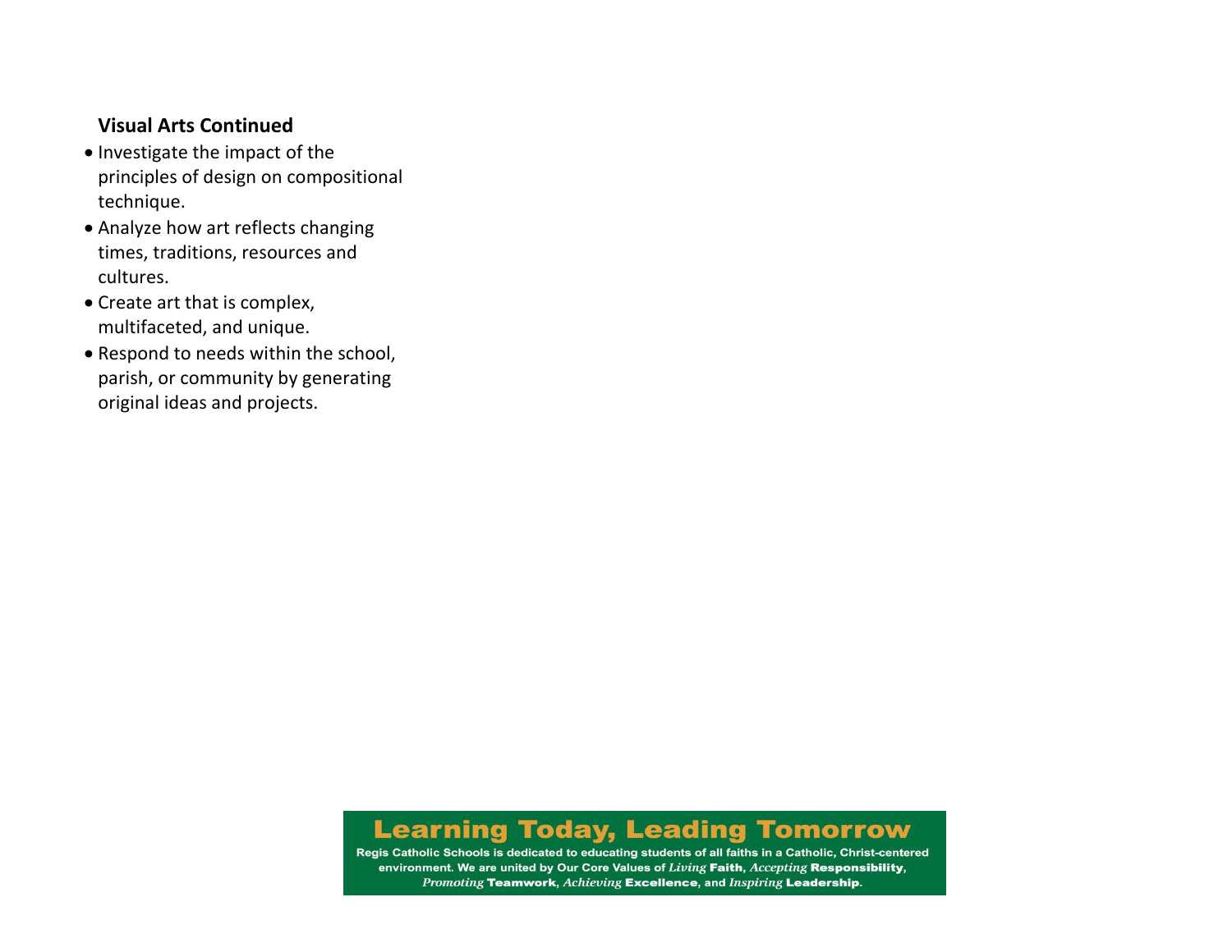**Visual Arts Continued**

- Investigate the impact of the principles of design on compositional technique.
- Analyze how art reflects changing times, traditions, resources and cultures.
- Create art that is complex, multifaceted, and unique.
- Respond to needs within the school, parish, or community by generating original ideas and projects.

**Learning Today, Leading Tomorrow**

Regis Catholic Schools is dedicated to educating students of all faiths in a Catholic, Christ-centered environment. We are united by Our Core Values of *Living* **Faith**, *Accepting* **Responsibility**, *Promoting* **Teamwork**, *Achieving* **Excellence**, and *Inspiring* **Leadership**.